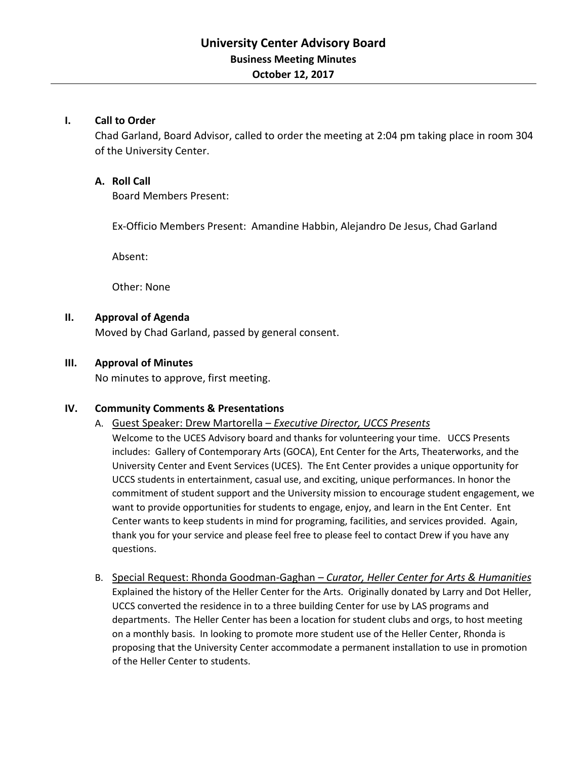# University Center Advisory Board

## Business Meeting Minutes

## October 12, 2017

### I. Call to Order

Chad Garland, Board Advisor, called to order the meeting at 2:04 pm taking place in room 304 of the University Center.

#### A. Roll Call

Board Members Present:

Ex-Officio Members Present: Amandine Habbin, Alejandro De Jesus, Chad Garland

Absent:

Other: None

### II. Approval of Agenda

Moved by Chad Garland, passed by general consent.

### III. Approval of Minutes

No minutes to approve, first meeting.

### IV. Community Comments & Presentations

A. Guest Speaker: Drew Martorella – *Executive Director, UCCS Presents*

Welcome to the UCES Advisory board and thanks for volunteering your time. UCCS Presents includes: Gallery of Contemporary Arts (GOCA), Ent Center for the Arts, Theaterworks, and the University Center and Event Services (UCES). The Ent Center provides a unique opportunity for UCCS students in entertainment, casual use, and exciting, unique performances. In honor the commitment of student support and the University mission to encourage student engagement, we want to provide opportunities for students to engage, enjoy, and learn in the Ent Center. Ent Center wants to keep students in mind for programing, facilities, and services provided. Again, thank you for your service and please feel free to please feel to contact Drew if you have any questions.

B. Special Request: Rhonda Goodman-Gaghan – *Curator, Heller Center for Arts & Humanities*

Explained the history of the Heller Center for the Arts. Originally donated by Larry and Dot Heller, UCCS converted the residence in to a three building Center for use by LAS programs and departments. The Heller Center has been a location for student clubs and orgs, to host meeting on a monthly basis. In looking to promote more student use of the Heller Center, Rhonda is proposing that the University Center accommodate a permanent installation to use in promotion of the Heller Center to students.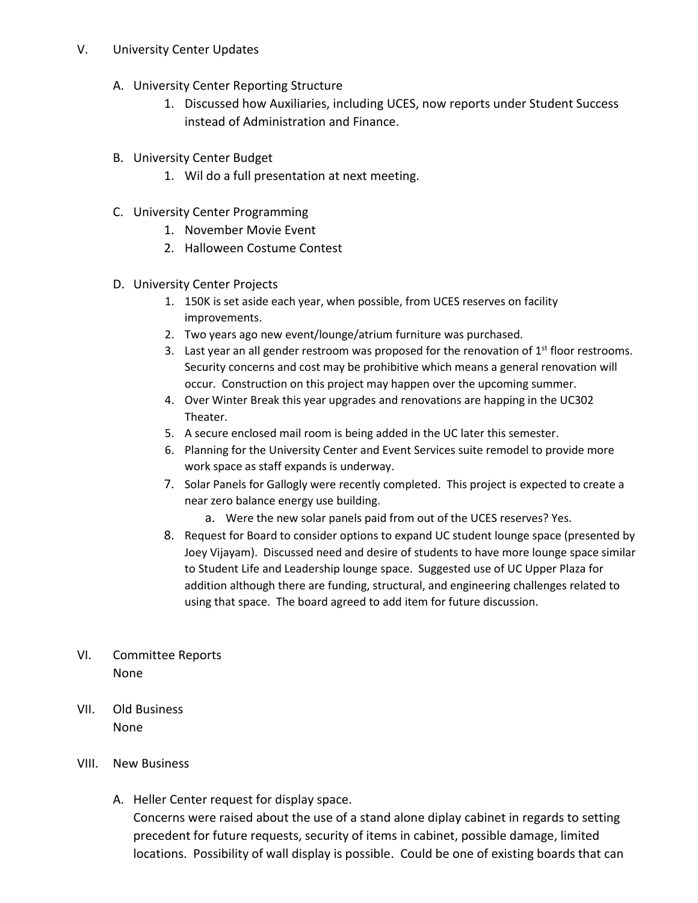V. University Center Updates

A. University Center Reporting Structure
   1. Discussed how Auxiliaries, including UCES, now reports under Student Success instead of Administration and Finance.

B. University Center Budget
   1. Wil do a full presentation at next meeting.

C. University Center Programming
   1. November Movie Event
   2. Halloween Costume Contest

D. University Center Projects
   1. 150K is set aside each year, when possible, from UCES reserves on facility improvements.
   2. Two years ago new event/lounge/atrium furniture was purchased.
   3. Last year an all gender restroom was proposed for the renovation of 1st floor restrooms. Security concerns and cost may be prohibitive which means a general renovation will occur. Construction on this project may happen over the upcoming summer.
   4. Over Winter Break this year upgrades and renovations are happing in the UC302 Theater.
   5. A secure enclosed mail room is being added in the UC later this semester.
   6. Planning for the University Center and Event Services suite remodel to provide more work space as staff expands is underway.
   7. Solar Panels for Gallogly were recently completed. This project is expected to create a near zero balance energy use building.
      a. Were the new solar panels paid from out of the UCES reserves? Yes.
   8. Request for Board to consider options to expand UC student lounge space (presented by Joey Vijayam). Discussed need and desire of students to have more lounge space similar to Student Life and Leadership lounge space. Suggested use of UC Upper Plaza for addition although there are funding, structural, and engineering challenges related to using that space. The board agreed to add item for future discussion.

VI. Committee Reports
None

VII. Old Business
None

VIII. New Business

A. Heller Center request for display space.
Concerns were raised about the use of a stand alone diplay cabinet in regards to setting precedent for future requests, security of items in cabinet, possible damage, limited locations. Possibility of wall display is possible. Could be one of existing boards that can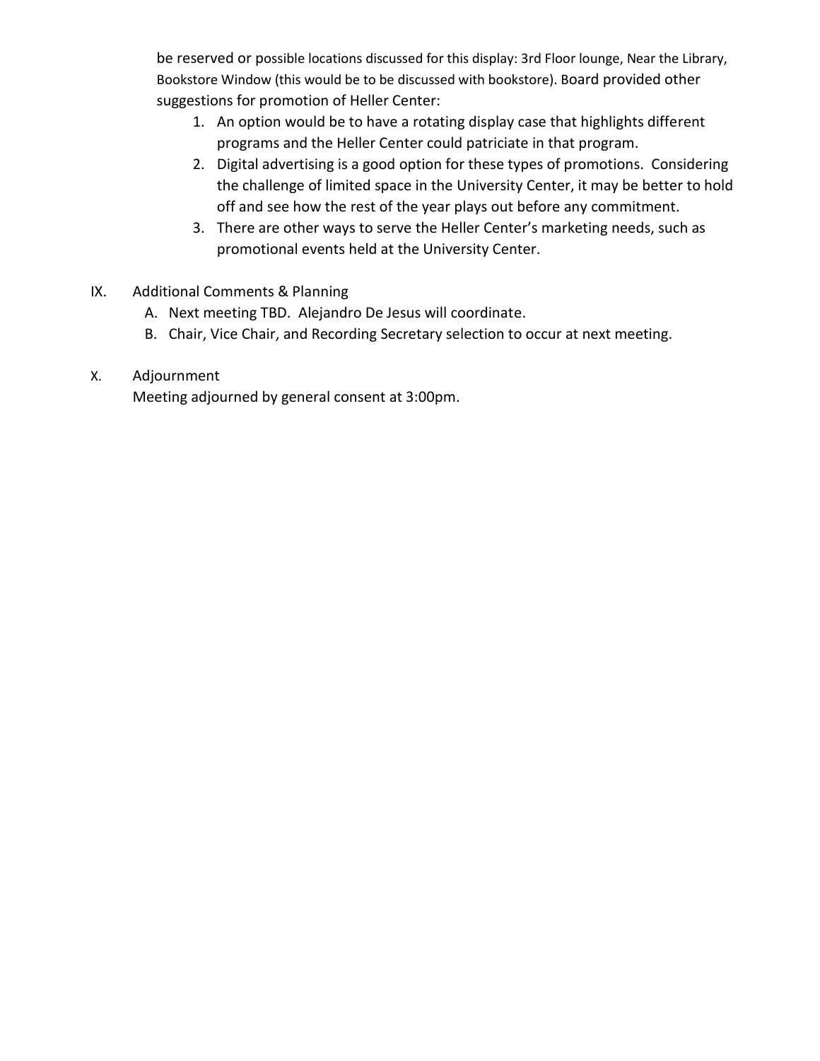be reserved or possible locations discussed for this display: 3rd Floor lounge, Near the Library, Bookstore Window (this would be to be discussed with bookstore). Board provided other suggestions for promotion of Heller Center:

1. An option would be to have a rotating display case that highlights different programs and the Heller Center could patriciate in that program.
2. Digital advertising is a good option for these types of promotions. Considering the challenge of limited space in the University Center, it may be better to hold off and see how the rest of the year plays out before any commitment.
3. There are other ways to serve the Heller Center's marketing needs, such as promotional events held at the University Center.

IX. Additional Comments & Planning

A. Next meeting TBD. Alejandro De Jesus will coordinate.

B. Chair, Vice Chair, and Recording Secretary selection to occur at next meeting.

X. Adjournment

Meeting adjourned by general consent at 3:00pm.